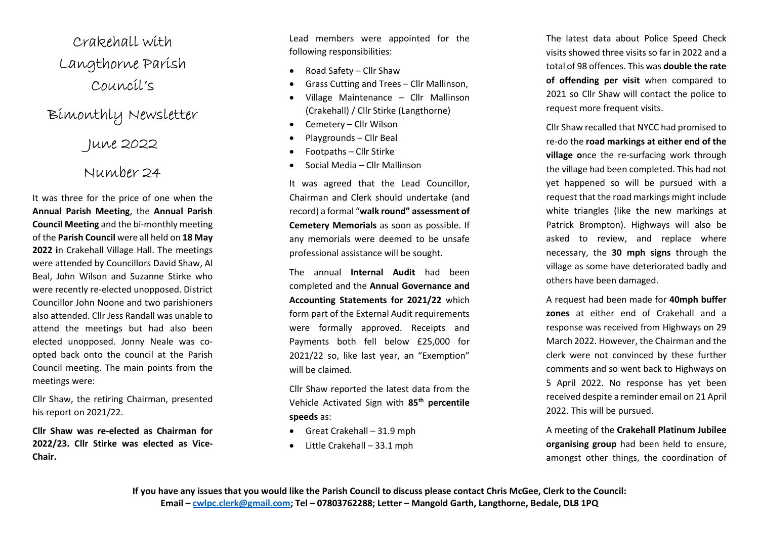# Crakehall with Langthorne Parish Council's Bimonthly Newsletter

## June 2022

## Number 24

It was three for the price of one when the **Annual Parish Meeting**, the **Annual Parish Council Meeting** and the bi-monthly meeting of the **Parish Council** were all held on **18 May 2022 i**n Crakehall Village Hall. The meetings were attended by Councillors David Shaw, Al Beal, John Wilson and Suzanne Stirke who were recently re-elected unopposed. District Councillor John Noone and two parishioners also attended. Cllr Jess Randall was unable to attend the meetings but had also been elected unopposed. Jonny Neale was co-opted back onto the council at the Parish Council meeting. The main points from the meetings were:

Cllr Shaw, the retiring Chairman, presented his report on 2021/22.

**Cllr Shaw was re-elected as Chairman for 2022/23. Cllr Stirke was elected as Vice-Chair.**

Lead members were appointed for the following responsibilities:

- Road Safety – Cllr Shaw
- Grass Cutting and Trees – Cllr Mallinson,
- Village Maintenance – Cllr Mallinson (Crakehall) / Cllr Stirke (Langthorne)
- Cemetery – Cllr Wilson
- Playgrounds – Cllr Beal
- Footpaths – Cllr Stirke
- Social Media – Cllr Mallinson

It was agreed that the Lead Councillor, Chairman and Clerk should undertake (and record) a formal "**walk round" assessment of Cemetery Memorials** as soon as possible. If any memorials were deemed to be unsafe professional assistance will be sought.

The annual **Internal Audit** had been completed and the **Annual Governance and Accounting Statements for 2021/22** which form part of the External Audit requirements were formally approved. Receipts and Payments both fell below £25,000 for 2021/22 so, like last year, an "Exemption" will be claimed.

Cllr Shaw reported the latest data from the Vehicle Activated Sign with **85th percentile speeds** as:

- Great Crakehall – 31.9 mph
- Little Crakehall – 33.1 mph

The latest data about Police Speed Check visits showed three visits so far in 2022 and a total of 98 offences. This was **double the rate of offending per visit** when compared to 2021 so Cllr Shaw will contact the police to request more frequent visits.

Cllr Shaw recalled that NYCC had promised to re-do the **road markings at either end of the village o**nce the re-surfacing work through the village had been completed. This had not yet happened so will be pursued with a request that the road markings might include white triangles (like the new markings at Patrick Brompton). Highways will also be asked to review, and replace where necessary, the **30 mph signs** through the village as some have deteriorated badly and others have been damaged.

A request had been made for **40mph buffer zones** at either end of Crakehall and a response was received from Highways on 29 March 2022. However, the Chairman and the clerk were not convinced by these further comments and so went back to Highways on 5 April 2022. No response has yet been received despite a reminder email on 21 April 2022. This will be pursued.

A meeting of the **Crakehall Platinum Jubilee organising group** had been held to ensure, amongst other things, the coordination of

**If you have any issues that you would like the Parish Council to discuss please contact Chris McGee, Clerk to the Council: Email – cwlpc.clerk@gmail.com; Tel – 07803762288; Letter – Mangold Garth, Langthorne, Bedale, DL8 1PQ**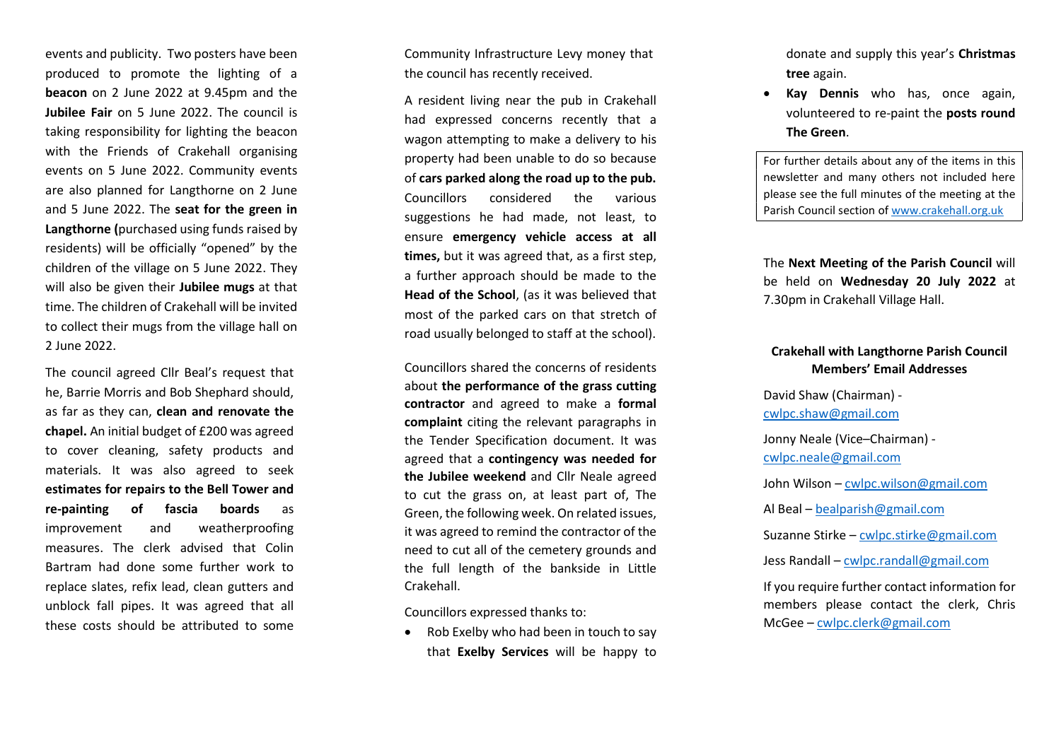events and publicity. Two posters have been produced to promote the lighting of a **beacon** on 2 June 2022 at 9.45pm and the **Jubilee Fair** on 5 June 2022. The council is taking responsibility for lighting the beacon with the Friends of Crakehall organising events on 5 June 2022. Community events are also planned for Langthorne on 2 June and 5 June 2022. The **seat for the green in Langthorne (**purchased using funds raised by residents) will be officially "opened" by the children of the village on 5 June 2022. They will also be given their **Jubilee mugs** at that time. The children of Crakehall will be invited to collect their mugs from the village hall on 2 June 2022.

The council agreed Cllr Beal's request that he, Barrie Morris and Bob Shephard should, as far as they can, **clean and renovate the chapel.** An initial budget of £200 was agreed to cover cleaning, safety products and materials. It was also agreed to seek **estimates for repairs to the Bell Tower and re-painting of fascia boards** as improvement and weatherproofing measures. The clerk advised that Colin Bartram had done some further work to replace slates, refix lead, clean gutters and unblock fall pipes. It was agreed that all these costs should be attributed to some Community Infrastructure Levy money that the council has recently received.

A resident living near the pub in Crakehall had expressed concerns recently that a wagon attempting to make a delivery to his property had been unable to do so because of **cars parked along the road up to the pub.** Councillors considered the various suggestions he had made, not least, to ensure **emergency vehicle access at all times,** but it was agreed that, as a first step, a further approach should be made to the **Head of the School**, (as it was believed that most of the parked cars on that stretch of road usually belonged to staff at the school).

Councillors shared the concerns of residents about **the performance of the grass cutting contractor** and agreed to make a **formal complaint** citing the relevant paragraphs in the Tender Specification document. It was agreed that a **contingency was needed for the Jubilee weekend** and Cllr Neale agreed to cut the grass on, at least part of, The Green, the following week. On related issues, it was agreed to remind the contractor of the need to cut all of the cemetery grounds and the full length of the bankside in Little Crakehall.

Councillors expressed thanks to:

- Rob Exelby who had been in touch to say that **Exelby Services** will be happy to donate and supply this year's **Christmas tree** again.
- **Kay Dennis** who has, once again, volunteered to re-paint the **posts round The Green**.

For further details about any of the items in this newsletter and many others not included here please see the full minutes of the meeting at the Parish Council section of www.crakehall.org.uk

The **Next Meeting of the Parish Council** will be held on **Wednesday 20 July 2022** at 7.30pm in Crakehall Village Hall.

**Crakehall with Langthorne Parish Council Members' Email Addresses**

David Shaw (Chairman) - cwlpc.shaw@gmail.com

Jonny Neale (Vice–Chairman) - cwlpc.neale@gmail.com

John Wilson – cwlpc.wilson@gmail.com

Al Beal – bealparish@gmail.com

Suzanne Stirke – cwlpc.stirke@gmail.com

Jess Randall – cwlpc.randall@gmail.com

If you require further contact information for members please contact the clerk, Chris McGee – cwlpc.clerk@gmail.com